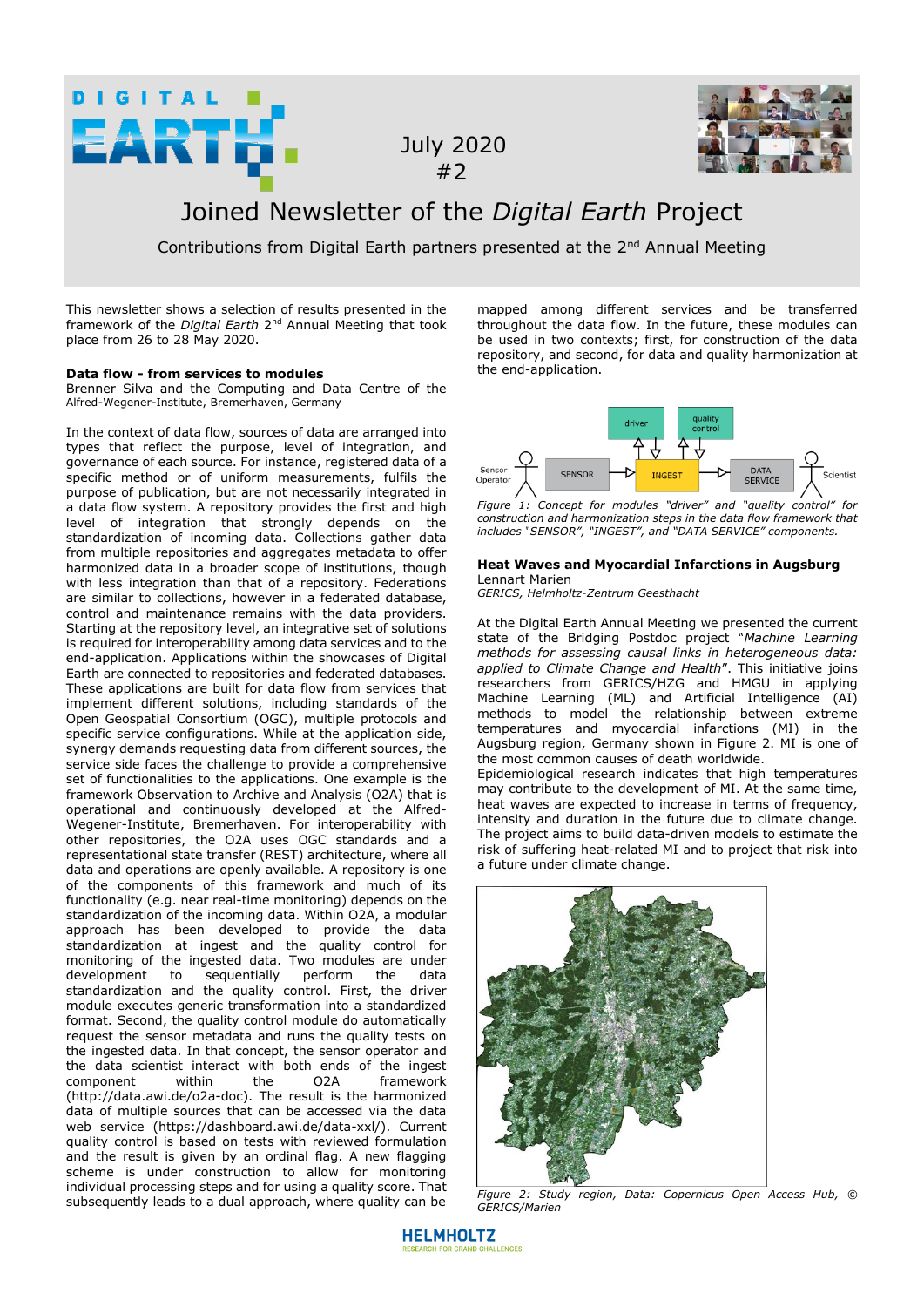July 2020
#2

# Joined Newsletter of the *Digital Earth* Project

Contributions from Digital Earth partners presented at the 2nd Annual Meeting

This newsletter shows a selection of results presented in the framework of the *Digital Earth* 2nd Annual Meeting that took place from 26 to 28 May 2020.

## Data flow - from services to modules

Brenner Silva and the Computing and Data Centre of the Alfred-Wegener-Institute, Bremerhaven, Germany

In the context of data flow, sources of data are arranged into types that reflect the purpose, level of integration, and governance of each source. For instance, registered data of a specific method or of uniform measurements, fulfils the purpose of publication, but are not necessarily integrated in a data flow system. A repository provides the first and high level of integration that strongly depends on the standardization of incoming data. Collections gather data from multiple repositories and aggregates metadata to offer harmonized data in a broader scope of institutions, though with less integration than that of a repository. Federations are similar to collections, however in a federated database, control and maintenance remains with the data providers. Starting at the repository level, an integrative set of solutions is required for interoperability among data services and to the end-application. Applications within the showcases of Digital Earth are connected to repositories and federated databases. These applications are built for data flow from services that implement different solutions, including standards of the Open Geospatial Consortium (OGC), multiple protocols and specific service configurations. While at the application side, synergy demands requesting data from different sources, the service side faces the challenge to provide a comprehensive set of functionalities to the applications. One example is the framework Observation to Archive and Analysis (O2A) that is operational and continuously developed at the Alfred-Wegener-Institute, Bremerhaven. For interoperability with other repositories, the O2A uses OGC standards and a representational state transfer (REST) architecture, where all data and operations are openly available. A repository is one of the components of this framework and much of its functionality (e.g. near real-time monitoring) depends on the standardization of the incoming data. Within O2A, a modular approach has been developed to provide the data standardization at ingest and the quality control for monitoring of the ingested data. Two modules are under development to sequentially perform the data standardization and the quality control. First, the driver module executes generic transformation into a standardized format. Second, the quality control module do automatically request the sensor metadata and runs the quality tests on the ingested data. In that concept, the sensor operator and the data scientist interact with both ends of the ingest component within the O2A framework (http://data.awi.de/o2a-doc). The result is the harmonized data of multiple sources that can be accessed via the data web service (https://dashboard.awi.de/data-xxl/). Current quality control is based on tests with reviewed formulation and the result is given by an ordinal flag. A new flagging scheme is under construction to allow for monitoring individual processing steps and for using a quality score. That subsequently leads to a dual approach, where quality can be mapped among different services and be transferred throughout the data flow. In the future, these modules can be used in two contexts; first, for construction of the data repository, and second, for data and quality harmonization at the end-application.

*Figure 1: Concept for modules "driver" and "quality control" for construction and harmonization steps in the data flow framework that includes "SENSOR", "INGEST", and "DATA SERVICE" components.*

## Heat Waves and Myocardial Infarctions in Augsburg

Lennart Marien
*GERICS, Helmholtz-Zentrum Geesthacht*

At the Digital Earth Annual Meeting we presented the current state of the Bridging Postdoc project "*Machine Learning methods for assessing causal links in heterogeneous data: applied to Climate Change and Health*". This initiative joins researchers from GERICS/HZG and HMGU in applying Machine Learning (ML) and Artificial Intelligence (AI) methods to model the relationship between extreme temperatures and myocardial infarctions (MI) in the Augsburg region, Germany shown in Figure 2. MI is one of the most common causes of death worldwide.
Epidemiological research indicates that high temperatures may contribute to the development of MI. At the same time, heat waves are expected to increase in terms of frequency, intensity and duration in the future due to climate change. The project aims to build data-driven models to estimate the risk of suffering heat-related MI and to project that risk into a future under climate change.

*Figure 2: Study region, Data: Copernicus Open Access Hub, © GERICS/Marien*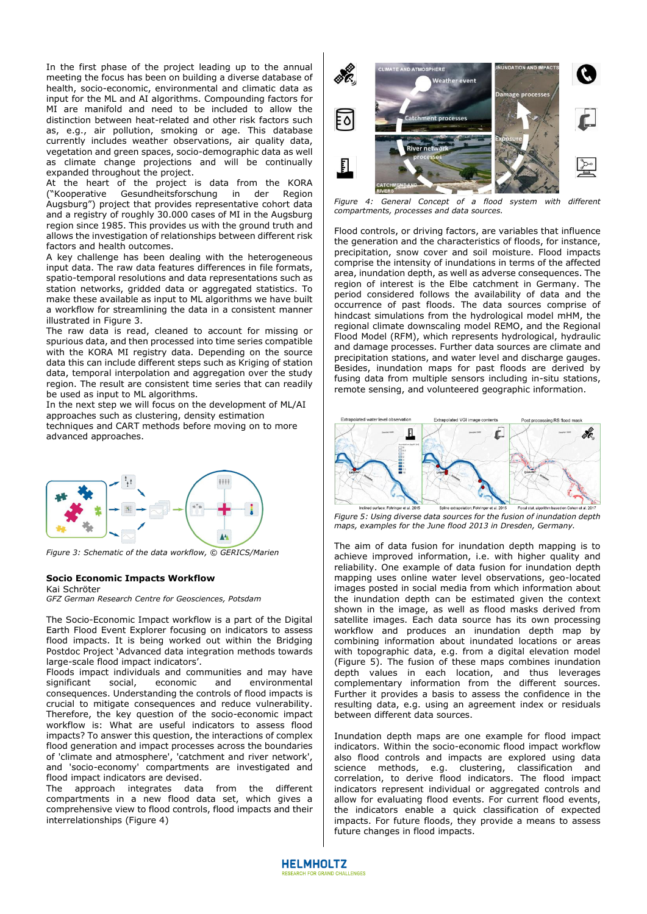In the first phase of the project leading up to the annual meeting the focus has been on building a diverse database of health, socio-economic, environmental and climatic data as input for the ML and AI algorithms. Compounding factors for MI are manifold and need to be included to allow the distinction between heat-related and other risk factors such as, e.g., air pollution, smoking or age. This database currently includes weather observations, air quality data, vegetation and green spaces, socio-demographic data as well as climate change projections and will be continually expanded throughout the project.

At the heart of the project is data from the KORA ("Kooperative Gesundheitsforschung in der Region Augsburg") project that provides representative cohort data and a registry of roughly 30.000 cases of MI in the Augsburg region since 1985. This provides us with the ground truth and allows the investigation of relationships between different risk factors and health outcomes.

A key challenge has been dealing with the heterogeneous input data. The raw data features differences in file formats, spatio-temporal resolutions and data representations such as station networks, gridded data or aggregated statistics. To make these available as input to ML algorithms we have built a workflow for streamlining the data in a consistent manner illustrated in Figure 3.

The raw data is read, cleaned to account for missing or spurious data, and then processed into time series compatible with the KORA MI registry data. Depending on the source data this can include different steps such as Kriging of station data, temporal interpolation and aggregation over the study region. The result are consistent time series that can readily be used as input to ML algorithms.

In the next step we will focus on the development of ML/AI approaches such as clustering, density estimation techniques and CART methods before moving on to more advanced approaches.

*Figure 3: Schematic of the data workflow, © GERICS/Marien*

**Socio Economic Impacts Workflow**

Kai Schröter

*GFZ German Research Centre for Geosciences, Potsdam*

The Socio-Economic Impact workflow is a part of the Digital Earth Flood Event Explorer focusing on indicators to assess flood impacts. It is being worked out within the Bridging Postdoc Project 'Advanced data integration methods towards large-scale flood impact indicators'.

Floods impact individuals and communities and may have significant social, economic and environmental consequences. Understanding the controls of flood impacts is crucial to mitigate consequences and reduce vulnerability. Therefore, the key question of the socio-economic impact workflow is: What are useful indicators to assess flood impacts? To answer this question, the interactions of complex flood generation and impact processes across the boundaries of 'climate and atmosphere', 'catchment and river network', and 'socio-economy' compartments are investigated and flood impact indicators are devised.

The approach integrates data from the different compartments in a new flood data set, which gives a comprehensive view to flood controls, flood impacts and their interrelationships (Figure 4)

CLIMATE AND ATMOSPHERE

Weather event

Catchment processes

River network processes

CATCHMENT AND RIVERS

INUNDATION AND IMPACTS

Damage processes

Exposure

*Figure 4: General Concept of a flood system with different compartments, processes and data sources.*

Flood controls, or driving factors, are variables that influence the generation and the characteristics of floods, for instance, precipitation, snow cover and soil moisture. Flood impacts comprise the intensity of inundations in terms of the affected area, inundation depth, as well as adverse consequences. The region of interest is the Elbe catchment in Germany. The period considered follows the availability of data and the occurrence of past floods. The data sources comprise of hindcast simulations from the hydrological model mHM, the regional climate downscaling model REMO, and the Regional Flood Model (RFM), which represents hydrological, hydraulic and damage processes. Further data sources are climate and precipitation stations, and water level and discharge gauges. Besides, inundation maps for past floods are derived by fusing data from multiple sensors including in-situ stations, remote sensing, and volunteered geographic information.

Extrapolated water level observation

Extrapolated VGI image contents

Post processing RS flood mask

Inclined surface: Fohringer et al. 2015

Spline extrapolation: Fohringer et al. 2015

Focal stat. algorithm based on Cohen et al. 2017

*Figure 5: Using diverse data sources for the fusion of inundation depth maps, examples for the June flood 2013 in Dresden, Germany.*

The aim of data fusion for inundation depth mapping is to achieve improved information, i.e. with higher quality and reliability. One example of data fusion for inundation depth mapping uses online water level observations, geo-located images posted in social media from which information about the inundation depth can be estimated given the context shown in the image, as well as flood masks derived from satellite images. Each data source has its own processing workflow and produces an inundation depth map by combining information about inundated locations or areas with topographic data, e.g. from a digital elevation model (Figure 5). The fusion of these maps combines inundation depth values in each location, and thus leverages complementary information from the different sources. Further it provides a basis to assess the confidence in the resulting data, e.g. using an agreement index or residuals between different data sources.

Inundation depth maps are one example for flood impact indicators. Within the socio-economic flood impact workflow also flood controls and impacts are explored using data science methods, e.g. clustering, classification and correlation, to derive flood indicators. The flood impact indicators represent individual or aggregated controls and allow for evaluating flood events. For current flood events, the indicators enable a quick classification of expected impacts. For future floods, they provide a means to assess future changes in flood impacts.